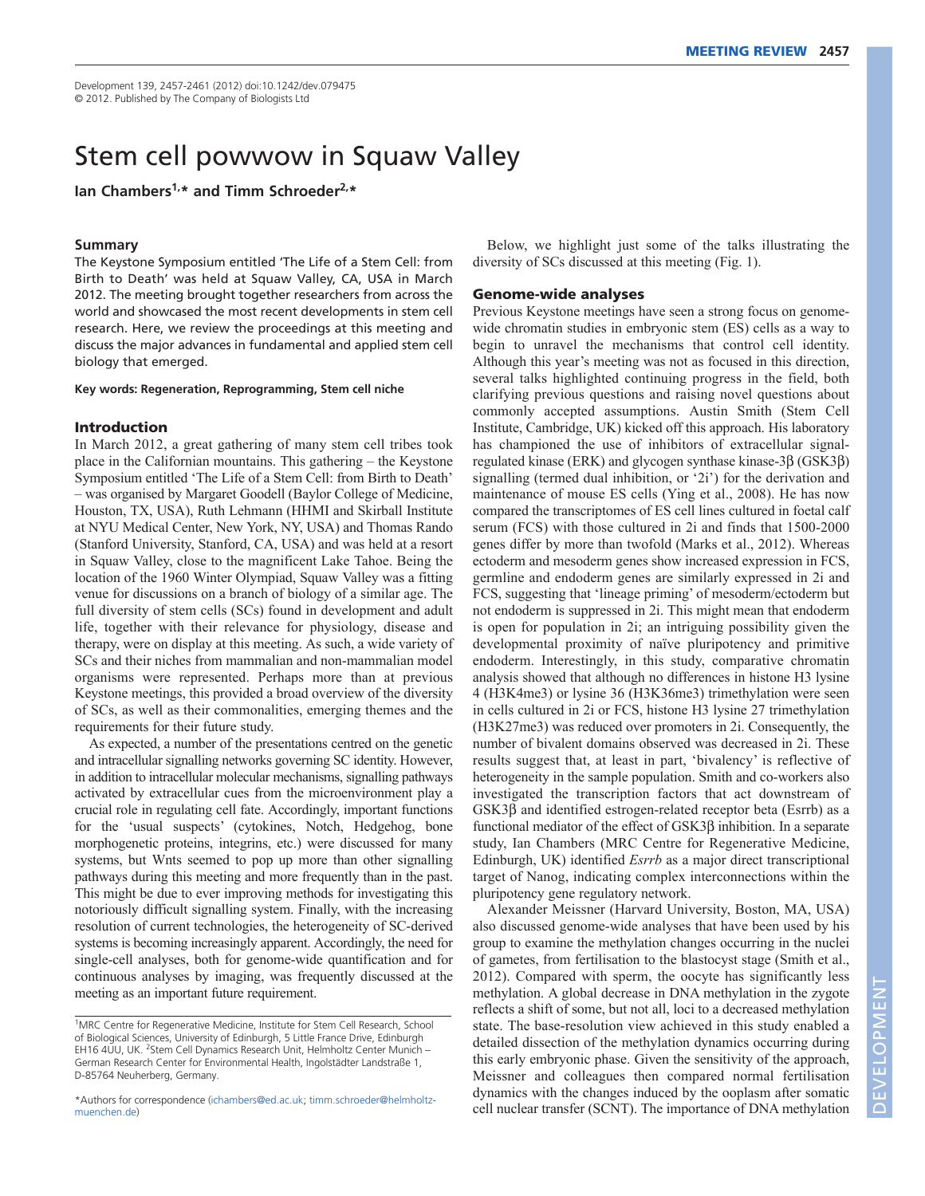# Stem cell powwow in Squaw Valley

**Ian Chambers[1,*] and Timm Schroeder[2,*]**

## Summary

The Keystone Symposium entitled 'The Life of a Stem Cell: from Birth to Death' was held at Squaw Valley, CA, USA in March 2012. The meeting brought together researchers from across the world and showcased the most recent developments in stem cell research. Here, we review the proceedings at this meeting and discuss the major advances in fundamental and applied stem cell biology that emerged.

**Key words: Regeneration, Reprogramming, Stem cell niche**

## Introduction

In March 2012, a great gathering of many stem cell tribes took place in the Californian mountains. This gathering – the Keystone Symposium entitled 'The Life of a Stem Cell: from Birth to Death' – was organised by Margaret Goodell (Baylor College of Medicine, Houston, TX, USA), Ruth Lehmann (HHMI and Skirball Institute at NYU Medical Center, New York, NY, USA) and Thomas Rando (Stanford University, Stanford, CA, USA) and was held at a resort in Squaw Valley, close to the magnificent Lake Tahoe. Being the location of the 1960 Winter Olympiad, Squaw Valley was a fitting venue for discussions on a branch of biology of a similar age. The full diversity of stem cells (SCs) found in development and adult life, together with their relevance for physiology, disease and therapy, were on display at this meeting. As such, a wide variety of SCs and their niches from mammalian and non-mammalian model organisms were represented. Perhaps more than at previous Keystone meetings, this provided a broad overview of the diversity of SCs, as well as their commonalities, emerging themes and the requirements for their future study.

As expected, a number of the presentations centred on the genetic and intracellular signalling networks governing SC identity. However, in addition to intracellular molecular mechanisms, signalling pathways activated by extracellular cues from the microenvironment play a crucial role in regulating cell fate. Accordingly, important functions for the 'usual suspects' (cytokines, Notch, Hedgehog, bone morphogenetic proteins, integrins, etc.) were discussed for many systems, but Wnts seemed to pop up more than other signalling pathways during this meeting and more frequently than in the past. This might be due to ever improving methods for investigating this notoriously difficult signalling system. Finally, with the increasing resolution of current technologies, the heterogeneity of SC-derived systems is becoming increasingly apparent. Accordingly, the need for single-cell analyses, both for genome-wide quantification and for continuous analyses by imaging, was frequently discussed at the meeting as an important future requirement.

[1]MRC Centre for Regenerative Medicine, Institute for Stem Cell Research, School of Biological Sciences, University of Edinburgh, 5 Little France Drive, Edinburgh EH16 4UU, UK. [2]Stem Cell Dynamics Research Unit, Helmholtz Center Munich – German Research Center for Environmental Health, Ingolstädter Landstraße 1, D-85764 Neuherberg, Germany.

*Authors for correspondence (ichambers@ed.ac.uk; timm.schroeder@helmholtz-muenchen.de)

Below, we highlight just some of the talks illustrating the diversity of SCs discussed at this meeting (Fig. 1).

## Genome-wide analyses

Previous Keystone meetings have seen a strong focus on genome-wide chromatin studies in embryonic stem (ES) cells as a way to begin to unravel the mechanisms that control cell identity. Although this year's meeting was not as focused in this direction, several talks highlighted continuing progress in the field, both clarifying previous questions and raising novel questions about commonly accepted assumptions. Austin Smith (Stem Cell Institute, Cambridge, UK) kicked off this approach. His laboratory has championed the use of inhibitors of extracellular signal-regulated kinase (ERK) and glycogen synthase kinase-3β (GSK3β) signalling (termed dual inhibition, or '2i') for the derivation and maintenance of mouse ES cells (Ying et al., 2008). He has now compared the transcriptomes of ES cell lines cultured in foetal calf serum (FCS) with those cultured in 2i and finds that 1500-2000 genes differ by more than twofold (Marks et al., 2012). Whereas ectoderm and mesoderm genes show increased expression in FCS, germline and endoderm genes are similarly expressed in 2i and FCS, suggesting that 'lineage priming' of mesoderm/ectoderm but not endoderm is suppressed in 2i. This might mean that endoderm is open for population in 2i; an intriguing possibility given the developmental proximity of naïve pluripotency and primitive endoderm. Interestingly, in this study, comparative chromatin analysis showed that although no differences in histone H3 lysine 4 (H3K4me3) or lysine 36 (H3K36me3) trimethylation were seen in cells cultured in 2i or FCS, histone H3 lysine 27 trimethylation (H3K27me3) was reduced over promoters in 2i. Consequently, the number of bivalent domains observed was decreased in 2i. These results suggest that, at least in part, 'bivalency' is reflective of heterogeneity in the sample population. Smith and co-workers also investigated the transcription factors that act downstream of GSK3β and identified estrogen-related receptor beta (Esrrb) as a functional mediator of the effect of GSK3β inhibition. In a separate study, Ian Chambers (MRC Centre for Regenerative Medicine, Edinburgh, UK) identified *Esrrb* as a major direct transcriptional target of Nanog, indicating complex interconnections within the pluripotency gene regulatory network.

Alexander Meissner (Harvard University, Boston, MA, USA) also discussed genome-wide analyses that have been used by his group to examine the methylation changes occurring in the nuclei of gametes, from fertilisation to the blastocyst stage (Smith et al., 2012). Compared with sperm, the oocyte has significantly less methylation. A global decrease in DNA methylation in the zygote reflects a shift of some, but not all, loci to a decreased methylation state. The base-resolution view achieved in this study enabled a detailed dissection of the methylation dynamics occurring during this early embryonic phase. Given the sensitivity of the approach, Meissner and colleagues then compared normal fertilisation dynamics with the changes induced by the ooplasm after somatic cell nuclear transfer (SCNT). The importance of DNA methylation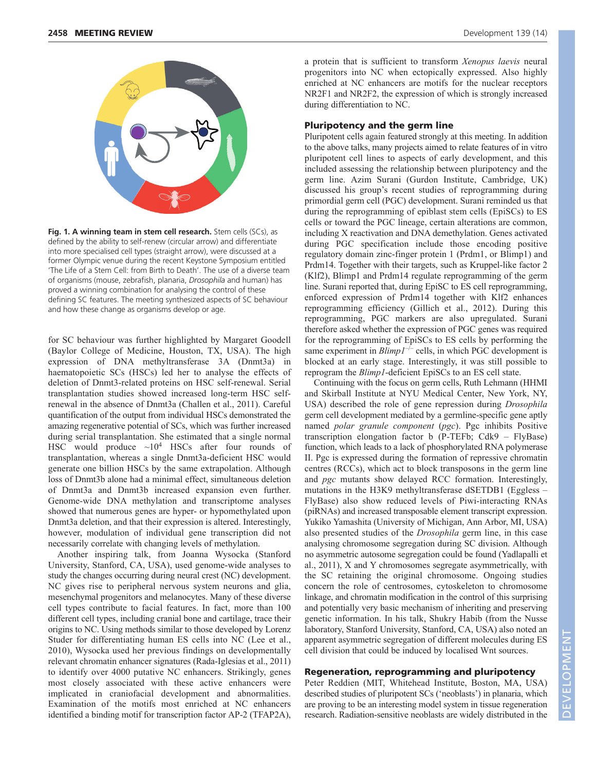**Fig. 1. A winning team in stem cell research.** Stem cells (SCs), as defined by the ability to self-renew (circular arrow) and differentiate into more specialised cell types (straight arrow), were discussed at a former Olympic venue during the recent Keystone Symposium entitled 'The Life of a Stem Cell: from Birth to Death'. The use of a diverse team of organisms (mouse, zebrafish, planaria, *Drosophila* and human) has proved a winning combination for analysing the control of these defining SC features. The meeting synthesized aspects of SC behaviour and how these change as organisms develop or age.

for SC behaviour was further highlighted by Margaret Goodell (Baylor College of Medicine, Houston, TX, USA). The high expression of DNA methyltransferase 3A (Dnmt3a) in haematopoietic SCs (HSCs) led her to analyse the effects of deletion of Dnmt3-related proteins on HSC self-renewal. Serial transplantation studies showed increased long-term HSC self-renewal in the absence of Dnmt3a (Challen et al., 2011). Careful quantification of the output from individual HSCs demonstrated the amazing regenerative potential of SCs, which was further increased during serial transplantation. She estimated that a single normal HSC would produce ~$10^4$ HSCs after four rounds of transplantation, whereas a single Dnmt3a-deficient HSC would generate one billion HSCs by the same extrapolation. Although loss of Dnmt3b alone had a minimal effect, simultaneous deletion of Dnmt3a and Dnmt3b increased expansion even further. Genome-wide DNA methylation and transcriptome analyses showed that numerous genes are hyper- or hypomethylated upon Dnmt3a deletion, and that their expression is altered. Interestingly, however, modulation of individual gene transcription did not necessarily correlate with changing levels of methylation.

Another inspiring talk, from Joanna Wysocka (Stanford University, Stanford, CA, USA), used genome-wide analyses to study the changes occurring during neural crest (NC) development. NC gives rise to peripheral nervous system neurons and glia, mesenchymal progenitors and melanocytes. Many of these diverse cell types contribute to facial features. In fact, more than 100 different cell types, including cranial bone and cartilage, trace their origins to NC. Using methods similar to those developed by Lorenz Studer for differentiating human ES cells into NC (Lee et al., 2010), Wysocka used her previous findings on developmentally relevant chromatin enhancer signatures (Rada-Iglesias et al., 2011) to identify over 4000 putative NC enhancers. Strikingly, genes most closely associated with these active enhancers were implicated in craniofacial development and abnormalities. Examination of the motifs most enriched at NC enhancers identified a binding motif for transcription factor AP-2 (TFAP2A), a protein that is sufficient to transform *Xenopus laevis* neural progenitors into NC when ectopically expressed. Also highly enriched at NC enhancers are motifs for the nuclear receptors NR2F1 and NR2F2, the expression of which is strongly increased during differentiation to NC.

## Pluripotency and the germ line

Pluripotent cells again featured strongly at this meeting. In addition to the above talks, many projects aimed to relate features of in vitro pluripotent cell lines to aspects of early development, and this included assessing the relationship between pluripotency and the germ line. Azim Surani (Gurdon Institute, Cambridge, UK) discussed his group's recent studies of reprogramming during primordial germ cell (PGC) development. Surani reminded us that during the reprogramming of epiblast stem cells (EpiSCs) to ES cells or toward the PGC lineage, certain alterations are common, including X reactivation and DNA demethylation. Genes activated during PGC specification include those encoding positive regulatory domain zinc-finger protein 1 (Prdm1, or Blimp1) and Prdm14. Together with their targets, such as Kruppel-like factor 2 (Klf2), Blimp1 and Prdm14 regulate reprogramming of the germ line. Surani reported that, during EpiSC to ES cell reprogramming, enforced expression of Prdm14 together with Klf2 enhances reprogramming efficiency (Gillich et al., 2012). During this reprogramming, PGC markers are also upregulated. Surani therefore asked whether the expression of PGC genes was required for the reprogramming of EpiSCs to ES cells by performing the same experiment in *Blimp1*$^{-/-}$ cells, in which PGC development is blocked at an early stage. Interestingly, it was still possible to reprogram the *Blimp1*-deficient EpiSCs to an ES cell state.

Continuing with the focus on germ cells, Ruth Lehmann (HHMI and Skirball Institute at NYU Medical Center, New York, NY, USA) described the role of gene repression during *Drosophila* germ cell development mediated by a germline-specific gene aptly named *polar granule component* (*pgc*). Pgc inhibits Positive transcription elongation factor b (P-TEFb; Cdk9 – FlyBase) function, which leads to a lack of phosphorylated RNA polymerase II. Pgc is expressed during the formation of repressive chromatin centres (RCCs), which act to block transposons in the germ line and *pgc* mutants show delayed RCC formation. Interestingly, mutations in the H3K9 methyltransferase dSETDB1 (Eggless – FlyBase) also show reduced levels of Piwi-interacting RNAs (piRNAs) and increased transposable element transcript expression. Yukiko Yamashita (University of Michigan, Ann Arbor, MI, USA) also presented studies of the *Drosophila* germ line, in this case analysing chromosome segregation during SC division. Although no asymmetric autosome segregation could be found (Yadlapalli et al., 2011), X and Y chromosomes segregate asymmetrically, with the SC retaining the original chromosome. Ongoing studies concern the role of centrosomes, cytoskeleton to chromosome linkage, and chromatin modification in the control of this surprising and potentially very basic mechanism of inheriting and preserving genetic information. In his talk, Shukry Habib (from the Nusse laboratory, Stanford University, Stanford, CA, USA) also noted an apparent asymmetric segregation of different molecules during ES cell division that could be induced by localised Wnt sources.

## Regeneration, reprogramming and pluripotency

Peter Reddien (MIT, Whitehead Institute, Boston, MA, USA) described studies of pluripotent SCs ('neoblasts') in planaria, which are proving to be an interesting model system in tissue regeneration research. Radiation-sensitive neoblasts are widely distributed in the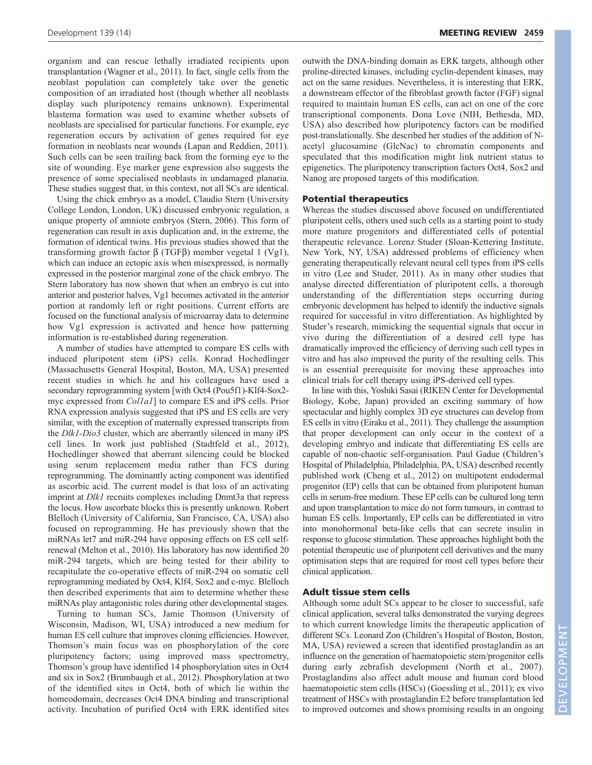organism and can rescue lethally irradiated recipients upon transplantation (Wagner et al., 2011). In fact, single cells from the neoblast population can completely take over the genetic composition of an irradiated host (though whether all neoblasts display such pluripotency remains unknown). Experimental blastema formation was used to examine whether subsets of neoblasts are specialised for particular functions. For example, eye regeneration occurs by activation of genes required for eye formation in neoblasts near wounds (Lapan and Reddien, 2011). Such cells can be seen trailing back from the forming eye to the site of wounding. Eye marker gene expression also suggests the presence of some specialised neoblasts in undamaged planaria. These studies suggest that, in this context, not all SCs are identical.

Using the chick embryo as a model, Claudio Stern (University College London, London, UK) discussed embryonic regulation, a unique property of amniote embryos (Stern, 2006). This form of regeneration can result in axis duplication and, in the extreme, the formation of identical twins. His previous studies showed that the transforming growth factor β (TGFβ) member vegetal 1 (Vg1), which can induce an ectopic axis when misexpressed, is normally expressed in the posterior marginal zone of the chick embryo. The Stern laboratory has now shown that when an embryo is cut into anterior and posterior halves, Vg1 becomes activated in the anterior portion at randomly left or right positions. Current efforts are focused on the functional analysis of microarray data to determine how Vg1 expression is activated and hence how patterning information is re-established during regeneration.

A number of studies have attempted to compare ES cells with induced pluripotent stem (iPS) cells. Konrad Hochedlinger (Massachusetts General Hospital, Boston, MA, USA) presented recent studies in which he and his colleagues have used a secondary reprogramming system [with Oct4 (Pou5f1)-Klf4-Sox2-myc expressed from *Col1a1*] to compare ES and iPS cells. Prior RNA expression analysis suggested that iPS and ES cells are very similar, with the exception of maternally expressed transcripts from the *Dlk1-Dio3* cluster, which are aberrantly silenced in many iPS cell lines. In work just published (Stadtfeld et al., 2012), Hochedlinger showed that aberrant silencing could be blocked using serum replacement media rather than FCS during reprogramming. The dominantly acting component was identified as ascorbic acid. The current model is that loss of an activating imprint at *Dlk1* recruits complexes including Dnmt3a that repress the locus. How ascorbate blocks this is presently unknown. Robert Blelloch (University of California, San Francisco, CA, USA) also focused on reprogramming. He has previously shown that the miRNAs let7 and miR-294 have opposing effects on ES cell self-renewal (Melton et al., 2010). His laboratory has now identified 20 miR-294 targets, which are being tested for their ability to recapitulate the co-operative effects of miR-294 on somatic cell reprogramming mediated by Oct4, Klf4, Sox2 and c-myc. Blelloch then described experiments that aim to determine whether these miRNAs play antagonistic roles during other developmental stages.

Turning to human SCs, Jamie Thomson (University of Wisconsin, Madison, WI, USA) introduced a new medium for human ES cell culture that improves cloning efficiencies. However, Thomson's main focus was on phosphorylation of the core pluripotency factors; using improved mass spectrometry, Thomson's group have identified 14 phosphorylation sites in Oct4 and six in Sox2 (Brumbaugh et al., 2012). Phosphorylation at two of the identified sites in Oct4, both of which lie within the homeodomain, decreases Oct4 DNA binding and transcriptional activity. Incubation of purified Oct4 with ERK identified sites outwith the DNA-binding domain as ERK targets, although other proline-directed kinases, including cyclin-dependent kinases, may act on the same residues. Nevertheless, it is interesting that ERK, a downstream effector of the fibroblast growth factor (FGF) signal required to maintain human ES cells, can act on one of the core transcriptional components. Dona Love (NIH, Bethesda, MD, USA) also described how pluripotency factors can be modified post-translationally. She described her studies of the addition of N-acetyl glucosamine (GlcNac) to chromatin components and speculated that this modification might link nutrient status to epigenetics. The pluripotency transcription factors Oct4, Sox2 and Nanog are proposed targets of this modification.

## Potential therapeutics

Whereas the studies discussed above focused on undifferentiated pluripotent cells, others used such cells as a starting point to study more mature progenitors and differentiated cells of potential therapeutic relevance. Lorenz Studer (Sloan-Kettering Institute, New York, NY, USA) addressed problems of efficiency when generating therapeutically relevant neural cell types from iPS cells in vitro (Lee and Studer, 2011). As in many other studies that analyse directed differentiation of pluripotent cells, a thorough understanding of the differentiation steps occurring during embryonic development has helped to identify the inductive signals required for successful in vitro differentiation. As highlighted by Studer's research, mimicking the sequential signals that occur in vivo during the differentiation of a desired cell type has dramatically improved the efficiency of deriving such cell types in vitro and has also improved the purity of the resulting cells. This is an essential prerequisite for moving these approaches into clinical trials for cell therapy using iPS-derived cell types.

In line with this, Yoshiki Sasai (RIKEN Center for Developmental Biology, Kobe, Japan) provided an exciting summary of how spectacular and highly complex 3D eye structures can develop from ES cells in vitro (Eiraku et al., 2011). They challenge the assumption that proper development can only occur in the context of a developing embryo and indicate that differentiating ES cells are capable of non-chaotic self-organisation. Paul Gadue (Children's Hospital of Philadelphia, Philadelphia, PA, USA) described recently published work (Cheng et al., 2012) on multipotent endodermal progenitor (EP) cells that can be obtained from pluripotent human cells in serum-free medium. These EP cells can be cultured long term and upon transplantation to mice do not form tumours, in contrast to human ES cells. Importantly, EP cells can be differentiated in vitro into monohormonal beta-like cells that can secrete insulin in response to glucose stimulation. These approaches highlight both the potential therapeutic use of pluripotent cell derivatives and the many optimisation steps that are required for most cell types before their clinical application.

## Adult tissue stem cells

Although some adult SCs appear to be closer to successful, safe clinical application, several talks demonstrated the varying degrees to which current knowledge limits the therapeutic application of different SCs. Leonard Zon (Children's Hospital of Boston, Boston, MA, USA) reviewed a screen that identified prostaglandin as an influence on the generation of haematopoietic stem/progenitor cells during early zebrafish development (North et al., 2007). Prostaglandins also affect adult mouse and human cord blood haematopoietic stem cells (HSCs) (Goessling et al., 2011); ex vivo treatment of HSCs with prostaglandin E2 before transplantation led to improved outcomes and shows promising results in an ongoing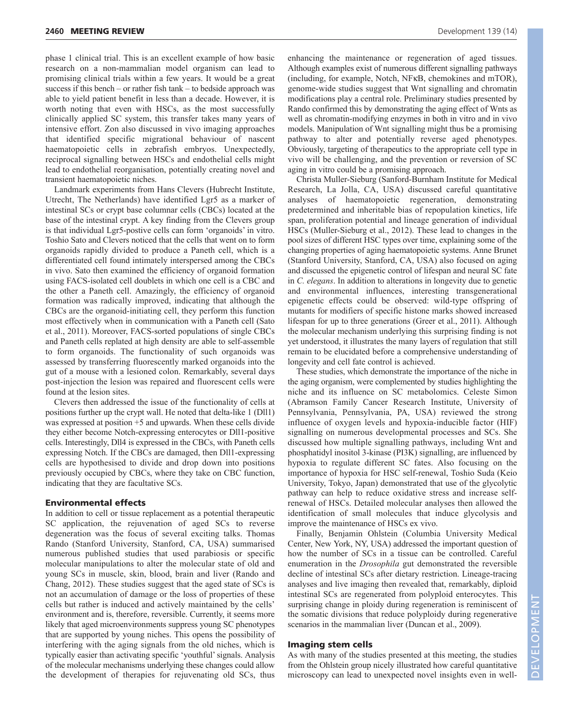phase 1 clinical trial. This is an excellent example of how basic research on a non-mammalian model organism can lead to promising clinical trials within a few years. It would be a great success if this bench – or rather fish tank – to bedside approach was able to yield patient benefit in less than a decade. However, it is worth noting that even with HSCs, as the most successfully clinically applied SC system, this transfer takes many years of intensive effort. Zon also discussed in vivo imaging approaches that identified specific migrational behaviour of nascent haematopoietic cells in zebrafish embryos. Unexpectedly, reciprocal signalling between HSCs and endothelial cells might lead to endothelial reorganisation, potentially creating novel and transient haematopoietic niches.

Landmark experiments from Hans Clevers (Hubrecht Institute, Utrecht, The Netherlands) have identified Lgr5 as a marker of intestinal SCs or crypt base columnar cells (CBCs) located at the base of the intestinal crypt. A key finding from the Clevers group is that individual Lgr5-postive cells can form 'organoids' in vitro. Toshio Sato and Clevers noticed that the cells that went on to form organoids rapidly divided to produce a Paneth cell, which is a differentiated cell found intimately interspersed among the CBCs in vivo. Sato then examined the efficiency of organoid formation using FACS-isolated cell doublets in which one cell is a CBC and the other a Paneth cell. Amazingly, the efficiency of organoid formation was radically improved, indicating that although the CBCs are the organoid-initiating cell, they perform this function most effectively when in communication with a Paneth cell (Sato et al., 2011). Moreover, FACS-sorted populations of single CBCs and Paneth cells replated at high density are able to self-assemble to form organoids. The functionality of such organoids was assessed by transferring fluorescently marked organoids into the gut of a mouse with a lesioned colon. Remarkably, several days post-injection the lesion was repaired and fluorescent cells were found at the lesion sites.

Clevers then addressed the issue of the functionality of cells at positions further up the crypt wall. He noted that delta-like 1 (Dll1) was expressed at position +5 and upwards. When these cells divide they either become Notch-expressing enterocytes or Dll1-positive cells. Interestingly, Dll4 is expressed in the CBCs, with Paneth cells expressing Notch. If the CBCs are damaged, then Dll1-expressing cells are hypothesised to divide and drop down into positions previously occupied by CBCs, where they take on CBC function, indicating that they are facultative SCs.

## Environmental effects

In addition to cell or tissue replacement as a potential therapeutic SC application, the rejuvenation of aged SCs to reverse degeneration was the focus of several exciting talks. Thomas Rando (Stanford University, Stanford, CA, USA) summarised numerous published studies that used parabiosis or specific molecular manipulations to alter the molecular state of old and young SCs in muscle, skin, blood, brain and liver (Rando and Chang, 2012). These studies suggest that the aged state of SCs is not an accumulation of damage or the loss of properties of these cells but rather is induced and actively maintained by the cells' environment and is, therefore, reversible. Currently, it seems more likely that aged microenvironments suppress young SC phenotypes that are supported by young niches. This opens the possibility of interfering with the aging signals from the old niches, which is typically easier than activating specific 'youthful' signals. Analysis of the molecular mechanisms underlying these changes could allow the development of therapies for rejuvenating old SCs, thus enhancing the maintenance or regeneration of aged tissues. Although examples exist of numerous different signalling pathways (including, for example, Notch, NFκB, chemokines and mTOR), genome-wide studies suggest that Wnt signalling and chromatin modifications play a central role. Preliminary studies presented by Rando confirmed this by demonstrating the aging effect of Wnts as well as chromatin-modifying enzymes in both in vitro and in vivo models. Manipulation of Wnt signalling might thus be a promising pathway to alter and potentially reverse aged phenotypes. Obviously, targeting of therapeutics to the appropriate cell type in vivo will be challenging, and the prevention or reversion of SC aging in vitro could be a promising approach.

Christa Muller-Sieburg (Sanford-Burnham Institute for Medical Research, La Jolla, CA, USA) discussed careful quantitative analyses of haematopoietic regeneration, demonstrating predetermined and inheritable bias of repopulation kinetics, life span, proliferation potential and lineage generation of individual HSCs (Muller-Sieburg et al., 2012). These lead to changes in the pool sizes of different HSC types over time, explaining some of the changing properties of aging haematopoietic systems. Anne Brunet (Stanford University, Stanford, CA, USA) also focused on aging and discussed the epigenetic control of lifespan and neural SC fate in *C. elegans*. In addition to alterations in longevity due to genetic and environmental influences, interesting transgenerational epigenetic effects could be observed: wild-type offspring of mutants for modifiers of specific histone marks showed increased lifespan for up to three generations (Greer et al., 2011). Although the molecular mechanism underlying this surprising finding is not yet understood, it illustrates the many layers of regulation that still remain to be elucidated before a comprehensive understanding of longevity and cell fate control is achieved.

These studies, which demonstrate the importance of the niche in the aging organism, were complemented by studies highlighting the niche and its influence on SC metabolomics. Celeste Simon (Abramson Family Cancer Research Institute, University of Pennsylvania, Pennsylvania, PA, USA) reviewed the strong influence of oxygen levels and hypoxia-inducible factor (HIF) signalling on numerous developmental processes and SCs. She discussed how multiple signalling pathways, including Wnt and phosphatidyl inositol 3-kinase (PI3K) signalling, are influenced by hypoxia to regulate different SC fates. Also focusing on the importance of hypoxia for HSC self-renewal, Toshio Suda (Keio University, Tokyo, Japan) demonstrated that use of the glycolytic pathway can help to reduce oxidative stress and increase self-renewal of HSCs. Detailed molecular analyses then allowed the identification of small molecules that induce glycolysis and improve the maintenance of HSCs ex vivo.

Finally, Benjamin Ohlstein (Columbia University Medical Center, New York, NY, USA) addressed the important question of how the number of SCs in a tissue can be controlled. Careful enumeration in the *Drosophila* gut demonstrated the reversible decline of intestinal SCs after dietary restriction. Lineage-tracing analyses and live imaging then revealed that, remarkably, diploid intestinal SCs are regenerated from polyploid enterocytes. This surprising change in ploidy during regeneration is reminiscent of the somatic divisions that reduce polyploidy during regenerative scenarios in the mammalian liver (Duncan et al., 2009).

## Imaging stem cells

As with many of the studies presented at this meeting, the studies from the Ohlstein group nicely illustrated how careful quantitative microscopy can lead to unexpected novel insights even in well-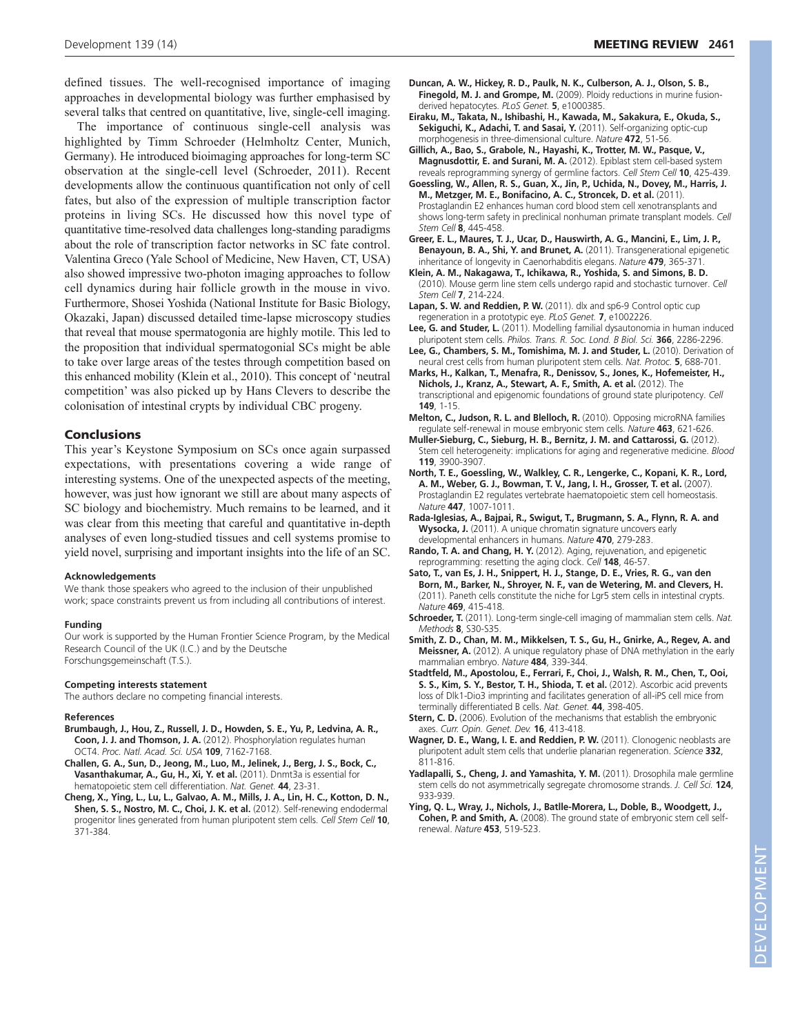defined tissues. The well-recognised importance of imaging approaches in developmental biology was further emphasised by several talks that centred on quantitative, live, single-cell imaging.

The importance of continuous single-cell analysis was highlighted by Timm Schroeder (Helmholtz Center, Munich, Germany). He introduced bioimaging approaches for long-term SC observation at the single-cell level (Schroeder, 2011). Recent developments allow the continuous quantification not only of cell fates, but also of the expression of multiple transcription factor proteins in living SCs. He discussed how this novel type of quantitative time-resolved data challenges long-standing paradigms about the role of transcription factor networks in SC fate control. Valentina Greco (Yale School of Medicine, New Haven, CT, USA) also showed impressive two-photon imaging approaches to follow cell dynamics during hair follicle growth in the mouse in vivo. Furthermore, Shosei Yoshida (National Institute for Basic Biology, Okazaki, Japan) discussed detailed time-lapse microscopy studies that reveal that mouse spermatogonia are highly motile. This led to the proposition that individual spermatogonial SCs might be able to take over large areas of the testes through competition based on this enhanced mobility (Klein et al., 2010). This concept of 'neutral competition' was also picked up by Hans Clevers to describe the colonisation of intestinal crypts by individual CBC progeny.

## Conclusions

This year's Keystone Symposium on SCs once again surpassed expectations, with presentations covering a wide range of interesting systems. One of the unexpected aspects of the meeting, however, was just how ignorant we still are about many aspects of SC biology and biochemistry. Much remains to be learned, and it was clear from this meeting that careful and quantitative in-depth analyses of even long-studied tissues and cell systems promise to yield novel, surprising and important insights into the life of an SC.

#### Acknowledgements

We thank those speakers who agreed to the inclusion of their unpublished work; space constraints prevent us from including all contributions of interest.

#### Funding

Our work is supported by the Human Frontier Science Program, by the Medical Research Council of the UK (I.C.) and by the Deutsche Forschungsgemeinschaft (T.S.).

#### Competing interests statement

The authors declare no competing financial interests.

#### References

**Brumbaugh, J., Hou, Z., Russell, J. D., Howden, S. E., Yu, P., Ledvina, A. R., Coon, J. J. and Thomson, J. A.** (2012). Phosphorylation regulates human OCT4. *Proc. Natl. Acad. Sci. USA* **109**, 7162-7168.

**Challen, G. A., Sun, D., Jeong, M., Luo, M., Jelinek, J., Berg, J. S., Bock, C., Vasanthakumar, A., Gu, H., Xi, Y. et al.** (2011). Dnmt3a is essential for hematopoietic stem cell differentiation. *Nat. Genet.* **44**, 23-31.

**Cheng, X., Ying, L., Lu, L., Galvao, A. M., Mills, J. A., Lin, H. C., Kotton, D. N., Shen, S. S., Nostro, M. C., Choi, J. K. et al.** (2012). Self-renewing endodermal progenitor lines generated from human pluripotent stem cells. *Cell Stem Cell* **10**, 371-384.

**Duncan, A. W., Hickey, R. D., Paulk, N. K., Culberson, A. J., Olson, S. B., Finegold, M. J. and Grompe, M.** (2009). Ploidy reductions in murine fusion-derived hepatocytes. *PLoS Genet.* **5**, e1000385.

**Eiraku, M., Takata, N., Ishibashi, H., Kawada, M., Sakakura, E., Okuda, S., Sekiguchi, K., Adachi, T. and Sasai, Y.** (2011). Self-organizing optic-cup morphogenesis in three-dimensional culture. *Nature* **472**, 51-56.

**Gillich, A., Bao, S., Grabole, N., Hayashi, K., Trotter, M. W., Pasque, V., Magnusdottir, E. and Surani, M. A.** (2012). Epiblast stem cell-based system reveals reprogramming synergy of germline factors. *Cell Stem Cell* **10**, 425-439.

**Goessling, W., Allen, R. S., Guan, X., Jin, P., Uchida, N., Dovey, M., Harris, J. M., Metzger, M. E., Bonifacino, A. C., Stroncek, D. et al.** (2011). Prostaglandin E2 enhances human cord blood stem cell xenotransplants and shows long-term safety in preclinical nonhuman primate transplant models. *Cell Stem Cell* **8**, 445-458.

**Greer, E. L., Maures, T. J., Ucar, D., Hauswirth, A. G., Mancini, E., Lim, J. P., Benayoun, B. A., Shi, Y. and Brunet, A.** (2011). Transgenerational epigenetic inheritance of longevity in Caenorhabditis elegans. *Nature* **479**, 365-371.

**Klein, A. M., Nakagawa, T., Ichikawa, R., Yoshida, S. and Simons, B. D.** (2010). Mouse germ line stem cells undergo rapid and stochastic turnover. *Cell Stem Cell* **7**, 214-224.

**Lapan, S. W. and Reddien, P. W.** (2011). dlx and sp6-9 Control optic cup regeneration in a prototypic eye. *PLoS Genet.* **7**, e1002226.

**Lee, G. and Studer, L.** (2011). Modelling familial dysautonomia in human induced pluripotent stem cells. *Philos. Trans. R. Soc. Lond. B Biol. Sci.* **366**, 2286-2296.

**Lee, G., Chambers, S. M., Tomishima, M. J. and Studer, L.** (2010). Derivation of neural crest cells from human pluripotent stem cells. *Nat. Protoc.* **5**, 688-701.

**Marks, H., Kalkan, T., Menafra, R., Denissov, S., Jones, K., Hofemeister, H., Nichols, J., Kranz, A., Stewart, A. F., Smith, A. et al.** (2012). The transcriptional and epigenomic foundations of ground state pluripotency. *Cell* **149**, 1-15.

**Melton, C., Judson, R. L. and Blelloch, R.** (2010). Opposing microRNA families regulate self-renewal in mouse embryonic stem cells. *Nature* **463**, 621-626.

**Muller-Sieburg, C., Sieburg, H. B., Bernitz, J. M. and Cattarossi, G.** (2012). Stem cell heterogeneity: implications for aging and regenerative medicine. *Blood* **119**, 3900-3907.

**North, T. E., Goessling, W., Walkley, C. R., Lengerke, C., Kopani, K. R., Lord, A. M., Weber, G. J., Bowman, T. V., Jang, I. H., Grosser, T. et al.** (2007). Prostaglandin E2 regulates vertebrate haematopoietic stem cell homeostasis. *Nature* **447**, 1007-1011.

**Rada-Iglesias, A., Bajpai, R., Swigut, T., Brugmann, S. A., Flynn, R. A. and Wysocka, J.** (2011). A unique chromatin signature uncovers early developmental enhancers in humans. *Nature* **470**, 279-283.

**Rando, T. A. and Chang, H. Y.** (2012). Aging, rejuvenation, and epigenetic reprogramming: resetting the aging clock. *Cell* **148**, 46-57.

**Sato, T., van Es, J. H., Snippert, H. J., Stange, D. E., Vries, R. G., van den Born, M., Barker, N., Shroyer, N. F., van de Wetering, M. and Clevers, H.** (2011). Paneth cells constitute the niche for Lgr5 stem cells in intestinal crypts. *Nature* **469**, 415-418.

**Schroeder, T.** (2011). Long-term single-cell imaging of mammalian stem cells. *Nat. Methods* **8**, S30-S35.

**Smith, Z. D., Chan, M. M., Mikkelsen, T. S., Gu, H., Gnirke, A., Regev, A. and Meissner, A.** (2012). A unique regulatory phase of DNA methylation in the early mammalian embryo. *Nature* **484**, 339-344.

**Stadtfeld, M., Apostolou, E., Ferrari, F., Choi, J., Walsh, R. M., Chen, T., Ooi, S. S., Kim, S. Y., Bestor, T. H., Shioda, T. et al.** (2012). Ascorbic acid prevents loss of Dlk1-Dio3 imprinting and facilitates generation of all-iPS cell mice from terminally differentiated B cells. *Nat. Genet.* **44**, 398-405.

**Stern, C. D.** (2006). Evolution of the mechanisms that establish the embryonic axes. *Curr. Opin. Genet. Dev.* **16**, 413-418.

**Wagner, D. E., Wang, I. E. and Reddien, P. W.** (2011). Clonogenic neoblasts are pluripotent adult stem cells that underlie planarian regeneration. *Science* **332**, 811-816.

**Yadlapalli, S., Cheng, J. and Yamashita, Y. M.** (2011). Drosophila male germline stem cells do not asymmetrically segregate chromosome strands. *J. Cell Sci.* **124**, 933-939.

**Ying, Q. L., Wray, J., Nichols, J., Batlle-Morera, L., Doble, B., Woodgett, J., Cohen, P. and Smith, A.** (2008). The ground state of embryonic stem cell self-renewal. *Nature* **453**, 519-523.